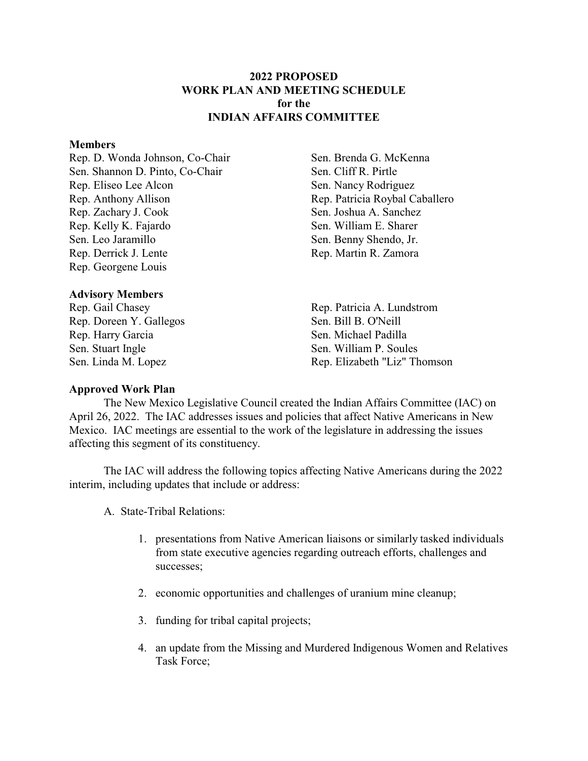# 2022 PROPOSED
# WORK PLAN AND MEETING SCHEDULE
# for the
# INDIAN AFFAIRS COMMITTEE

**Members**

Rep. D. Wonda Johnson, Co-Chair
Sen. Shannon D. Pinto, Co-Chair
Rep. Eliseo Lee Alcon
Rep. Anthony Allison
Rep. Zachary J. Cook
Rep. Kelly K. Fajardo
Sen. Leo Jaramillo
Rep. Derrick J. Lente
Rep. Georgene Louis
Sen. Brenda G. McKenna
Sen. Cliff R. Pirtle
Sen. Nancy Rodriguez
Rep. Patricia Roybal Caballero
Sen. Joshua A. Sanchez
Sen. William E. Sharer
Sen. Benny Shendo, Jr.
Rep. Martin R. Zamora

**Advisory Members**

Rep. Gail Chasey
Rep. Doreen Y. Gallegos
Rep. Harry Garcia
Sen. Stuart Ingle
Sen. Linda M. Lopez
Rep. Patricia A. Lundstrom
Sen. Bill B. O'Neill
Sen. Michael Padilla
Sen. William P. Soules
Rep. Elizabeth "Liz" Thomson

**Approved Work Plan**

The New Mexico Legislative Council created the Indian Affairs Committee (IAC) on April 26, 2022. The IAC addresses issues and policies that affect Native Americans in New Mexico. IAC meetings are essential to the work of the legislature in addressing the issues affecting this segment of its constituency.

The IAC will address the following topics affecting Native Americans during the 2022 interim, including updates that include or address:

A. State-Tribal Relations:

1. presentations from Native American liaisons or similarly tasked individuals from state executive agencies regarding outreach efforts, challenges and successes;
2. economic opportunities and challenges of uranium mine cleanup;
3. funding for tribal capital projects;
4. an update from the Missing and Murdered Indigenous Women and Relatives Task Force;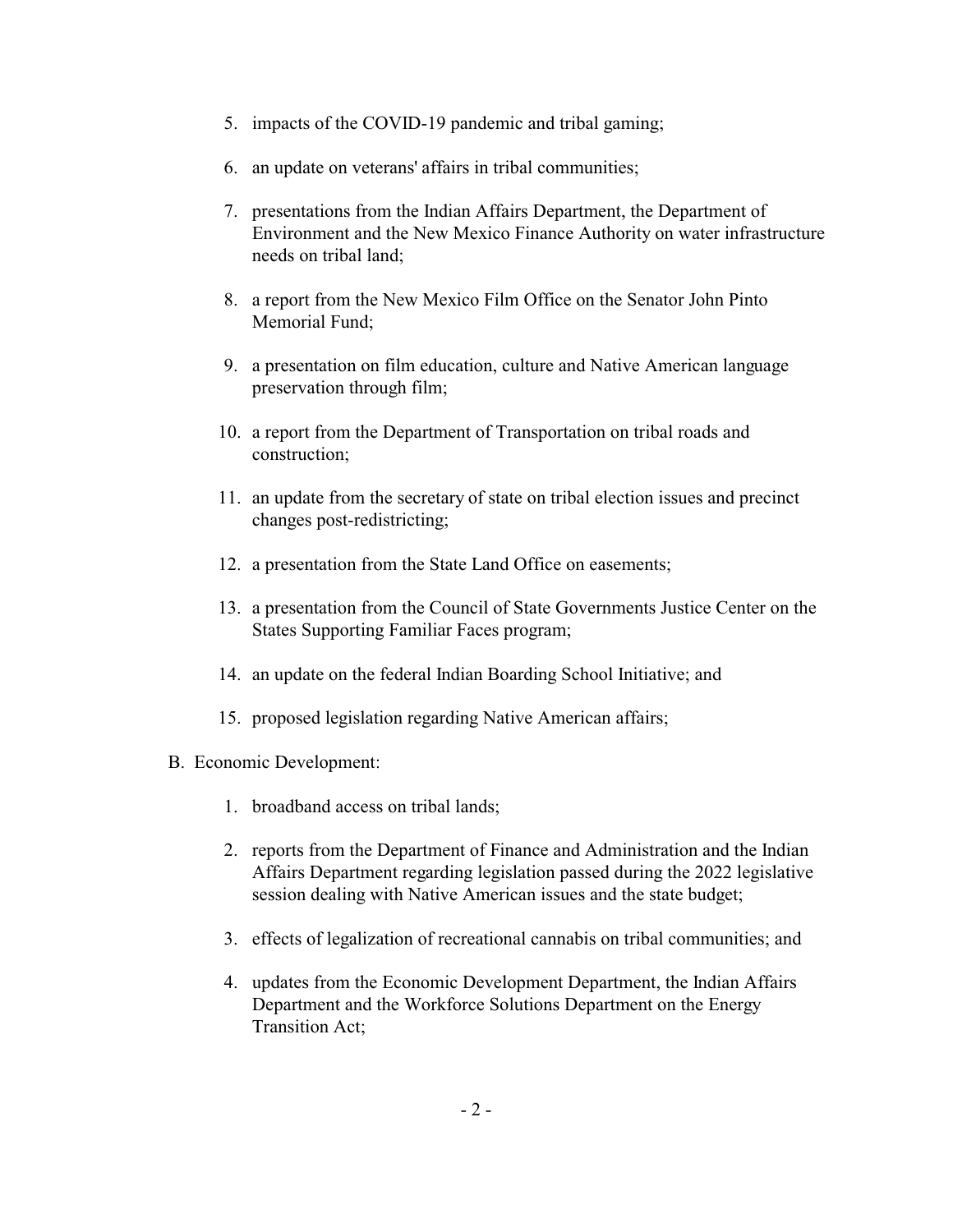5. impacts of the COVID-19 pandemic and tribal gaming;

6. an update on veterans' affairs in tribal communities;

7. presentations from the Indian Affairs Department, the Department of Environment and the New Mexico Finance Authority on water infrastructure needs on tribal land;

8. a report from the New Mexico Film Office on the Senator John Pinto Memorial Fund;

9. a presentation on film education, culture and Native American language preservation through film;

10. a report from the Department of Transportation on tribal roads and construction;

11. an update from the secretary of state on tribal election issues and precinct changes post-redistricting;

12. a presentation from the State Land Office on easements;

13. a presentation from the Council of State Governments Justice Center on the States Supporting Familiar Faces program;

14. an update on the federal Indian Boarding School Initiative; and

15. proposed legislation regarding Native American affairs;

B. Economic Development:

1. broadband access on tribal lands;

2. reports from the Department of Finance and Administration and the Indian Affairs Department regarding legislation passed during the 2022 legislative session dealing with Native American issues and the state budget;

3. effects of legalization of recreational cannabis on tribal communities; and

4. updates from the Economic Development Department, the Indian Affairs Department and the Workforce Solutions Department on the Energy Transition Act;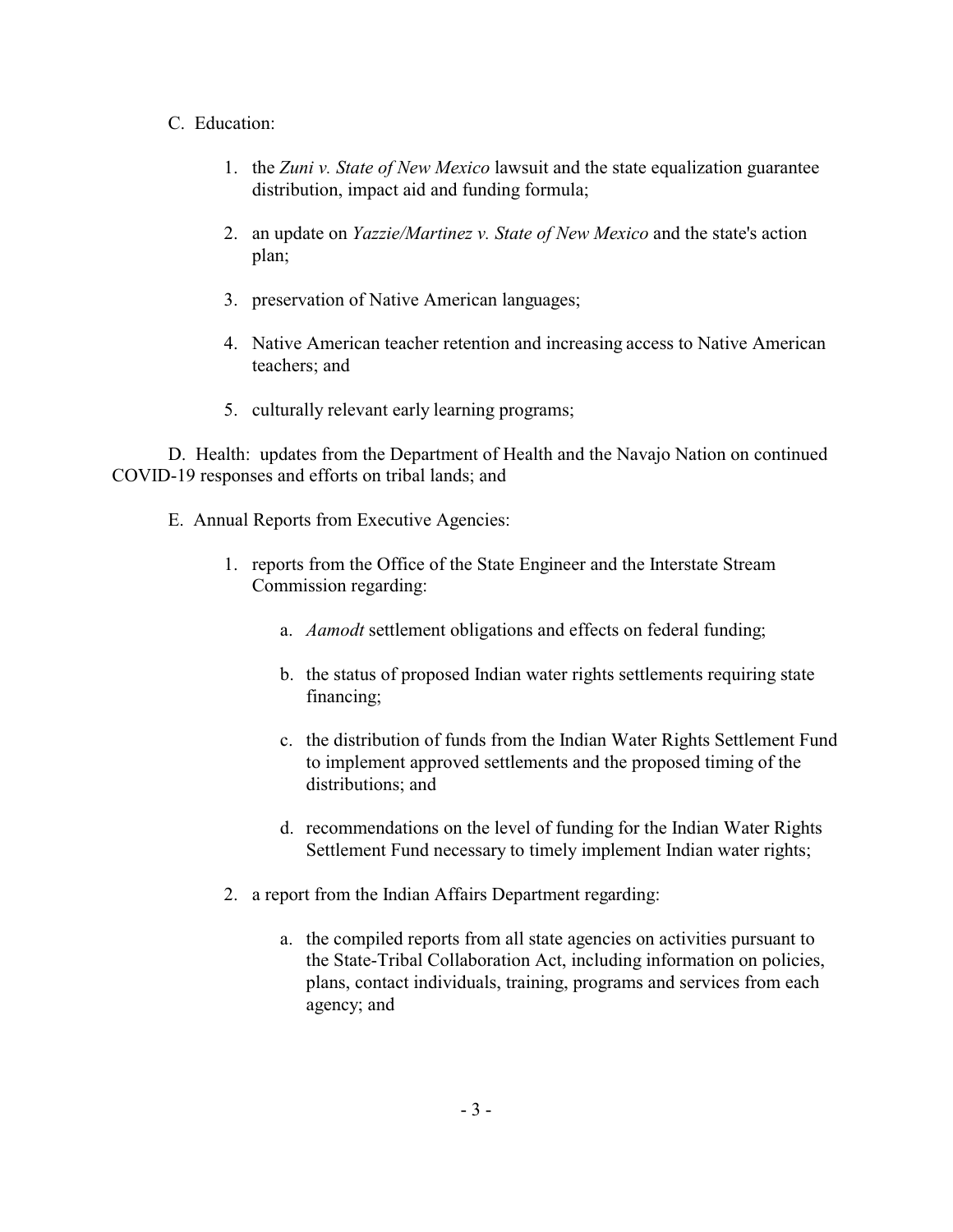C. Education:

1. the *Zuni v. State of New Mexico* lawsuit and the state equalization guarantee distribution, impact aid and funding formula;

2. an update on *Yazzie/Martinez v. State of New Mexico* and the state's action plan;

3. preservation of Native American languages;

4. Native American teacher retention and increasing access to Native American teachers; and

5. culturally relevant early learning programs;

D. Health: updates from the Department of Health and the Navajo Nation on continued COVID-19 responses and efforts on tribal lands; and

E. Annual Reports from Executive Agencies:

1. reports from the Office of the State Engineer and the Interstate Stream Commission regarding:

   a. *Aamodt* settlement obligations and effects on federal funding;

   b. the status of proposed Indian water rights settlements requiring state financing;

   c. the distribution of funds from the Indian Water Rights Settlement Fund to implement approved settlements and the proposed timing of the distributions; and

   d. recommendations on the level of funding for the Indian Water Rights Settlement Fund necessary to timely implement Indian water rights;

2. a report from the Indian Affairs Department regarding:

   a. the compiled reports from all state agencies on activities pursuant to the State-Tribal Collaboration Act, including information on policies, plans, contact individuals, training, programs and services from each agency; and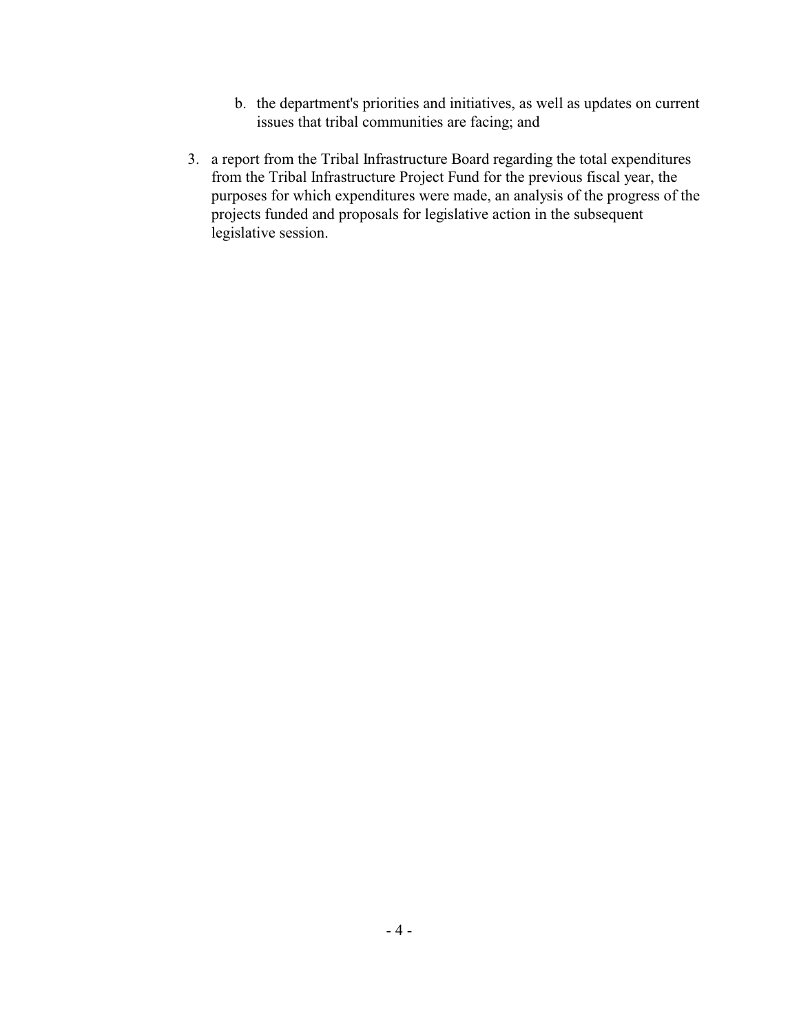b. the department's priorities and initiatives, as well as updates on current issues that tribal communities are facing; and

3. a report from the Tribal Infrastructure Board regarding the total expenditures from the Tribal Infrastructure Project Fund for the previous fiscal year, the purposes for which expenditures were made, an analysis of the progress of the projects funded and proposals for legislative action in the subsequent legislative session.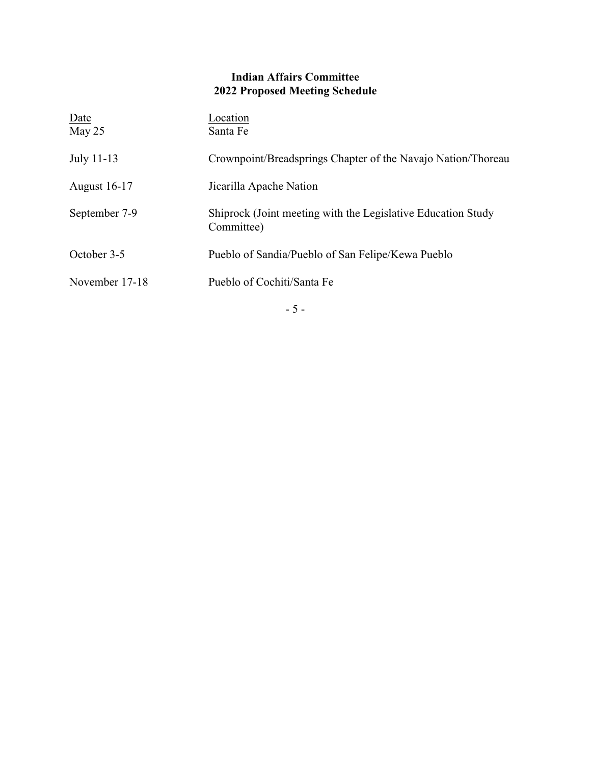**Indian Affairs Committee**
**2022 Proposed Meeting Schedule**

| Date | Location |
|---|---|
| May 25 | Santa Fe |
| July 11-13 | Crownpoint/Breadsprings Chapter of the Navajo Nation/Thoreau |
| August 16-17 | Jicarilla Apache Nation |
| September 7-9 | Shiprock (Joint meeting with the Legislative Education Study Committee) |
| October 3-5 | Pueblo of Sandia/Pueblo of San Felipe/Kewa Pueblo |
| November 17-18 | Pueblo of Cochiti/Santa Fe |